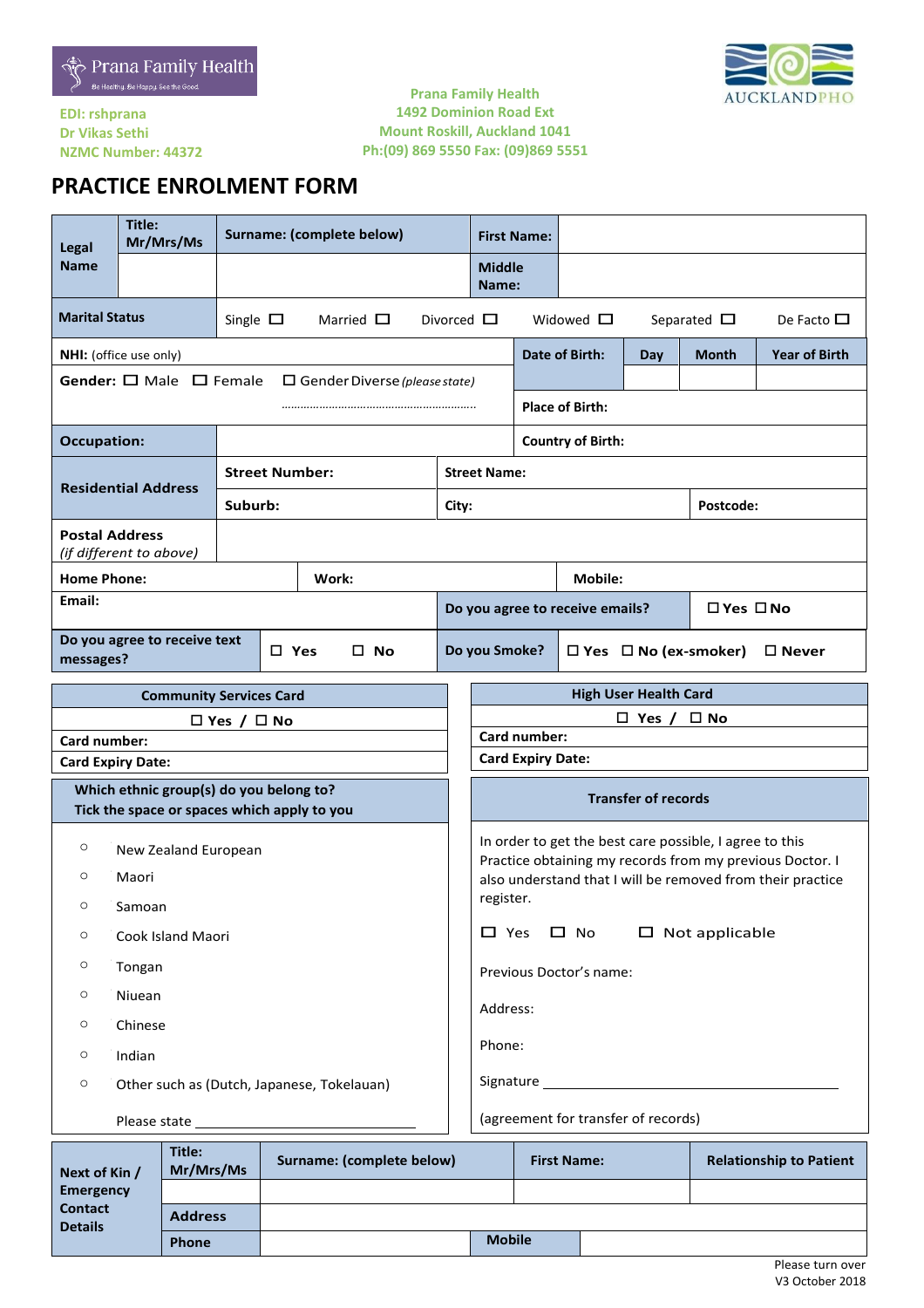Prana Family Health
Be Healthy. Be Happy. See the Good.

AUCKLANDPHO

EDI: rshprana
Dr Vikas Sethi
NZMC Number: 44372

Prana Family Health
1492 Dominion Road Ext
Mount Roskill, Auckland 1041
Ph:(09) 869 5550 Fax: (09)869 5551

# PRACTICE ENROLMENT FORM

| **Legal Name** | **Title: Mr/Mrs/Ms** | **Surname: (complete below)** | **First Name:** | |
|---|---|---|---|---|
| | | | **Middle Name:** | |

| **Marital Status** | Single ☐ | Married ☐ | Divorced ☐ | Widowed ☐ | Separated ☐ | De Facto ☐ |
|---|---|---|---|---|---|---|

| **NHI:** (office use only) | **Date of Birth:** | **Day** | **Month** | **Year of Birth** |
|---|---|---|---|---|
| **Gender:** ☐ Male ☐ Female ☐ Gender Diverse *(please state)* ………………………… | | | | |
| | **Place of Birth:** | | | |
| **Occupation:** | **Country of Birth:** | | | |

| **Residential Address** | **Street Number:** | **Street Name:** | |
|---|---|---|---|
| | **Suburb:** | **City:** | **Postcode:** |
| **Postal Address** *(if different to above)* | | | |

| **Home Phone:** | **Work:** | **Mobile:** |
|---|---|---|
| **Email:** | **Do you agree to receive emails?** | ☐ Yes ☐ No |
| **Do you agree to receive text messages?** ☐ Yes ☐ No | **Do you Smoke?** | ☐ Yes ☐ No (ex-smoker) ☐ Never |

| **Community Services Card** | **High User Health Card** |
|---|---|
| ☐ Yes / ☐ No | ☐ Yes / ☐ No |
| **Card number:** | **Card number:** |
| **Card Expiry Date:** | **Card Expiry Date:** |

**Which ethnic group(s) do you belong to?**
**Tick the space or spaces which apply to you**

- ○ New Zealand European
- ○ Maori
- ○ Samoan
- ○ Cook Island Maori
- ○ Tongan
- ○ Niuean
- ○ Chinese
- ○ Indian
- ○ Other such as (Dutch, Japanese, Tokelauan)

Please state ____________________

**Transfer of records**

In order to get the best care possible, I agree to this Practice obtaining my records from my previous Doctor. I also understand that I will be removed from their practice register.

☐ Yes ☐ No ☐ Not applicable

Previous Doctor's name:

Address:

Phone:

Signature ____________________

(agreement for transfer of records)

| **Next of Kin / Emergency Contact Details** | **Title: Mr/Mrs/Ms** | **Surname: (complete below)** | **First Name:** | **Relationship to Patient** |
|---|---|---|---|---|
| | | | | |
| | **Address** | | | |
| | **Phone** | | **Mobile** | |

Please turn over
V3 October 2018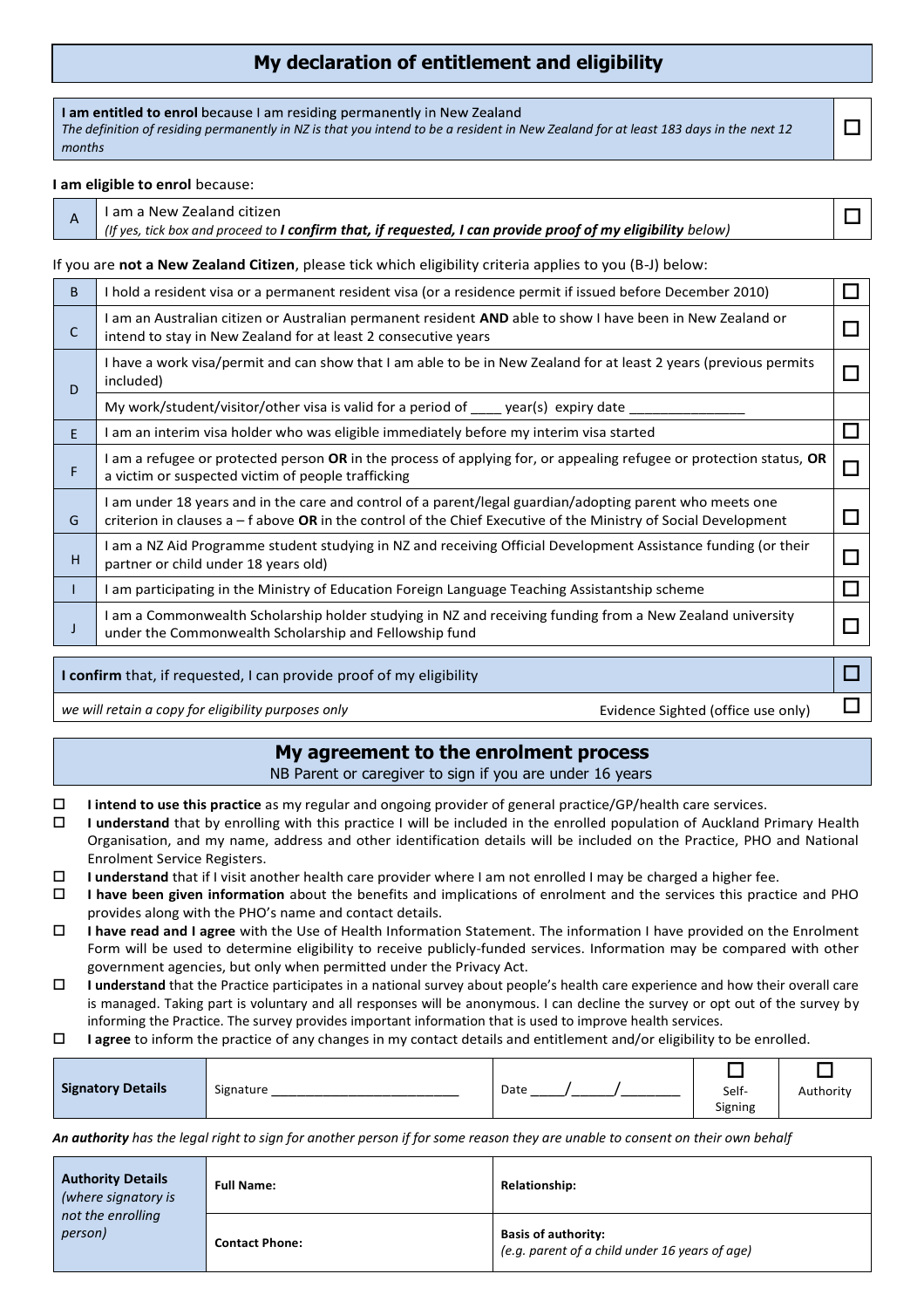## My declaration of entitlement and eligibility

| | |
|---|---|
| **I am entitled to enrol** because I am residing permanently in New Zealand<br>*The definition of residing permanently in NZ is that you intend to be a resident in New Zealand for at least 183 days in the next 12 months* | ☐ |

**I am eligible to enrol** because:

| | | |
|---|---|---|
| A | I am a New Zealand citizen<br>*(If yes, tick box and proceed to **I confirm that, if requested, I can provide proof of my eligibility** below)* | ☐ |

If you are **not a New Zealand Citizen**, please tick which eligibility criteria applies to you (B-J) below:

| | | |
|---|---|---|
| B | I hold a resident visa or a permanent resident visa (or a residence permit if issued before December 2010) | ☐ |
| C | I am an Australian citizen or Australian permanent resident **AND** able to show I have been in New Zealand or intend to stay in New Zealand for at least 2 consecutive years | ☐ |
| D | I have a work visa/permit and can show that I am able to be in New Zealand for at least 2 years (previous permits included) | ☐ |
| | My work/student/visitor/other visa is valid for a period of ____ year(s) expiry date _______________ | |
| E | I am an interim visa holder who was eligible immediately before my interim visa started | ☐ |
| F | I am a refugee or protected person **OR** in the process of applying for, or appealing refugee or protection status, **OR** a victim or suspected victim of people trafficking | ☐ |
| G | I am under 18 years and in the care and control of a parent/legal guardian/adopting parent who meets one criterion in clauses a – f above **OR** in the control of the Chief Executive of the Ministry of Social Development | ☐ |
| H | I am a NZ Aid Programme student studying in NZ and receiving Official Development Assistance funding (or their partner or child under 18 years old) | ☐ |
| I | I am participating in the Ministry of Education Foreign Language Teaching Assistantship scheme | ☐ |
| J | I am a Commonwealth Scholarship holder studying in NZ and receiving funding from a New Zealand university under the Commonwealth Scholarship and Fellowship fund | ☐ |

| | |
|---|---|
| **I confirm** that, if requested, I can provide proof of my eligibility | ☐ |
| *we will retain a copy for eligibility purposes only* Evidence Sighted (office use only) | ☐ |

## My agreement to the enrolment process

NB Parent or caregiver to sign if you are under 16 years

- ☐ **I intend to use this practice** as my regular and ongoing provider of general practice/GP/health care services.
- ☐ **I understand** that by enrolling with this practice I will be included in the enrolled population of Auckland Primary Health Organisation, and my name, address and other identification details will be included on the Practice, PHO and National Enrolment Service Registers.
- ☐ **I understand** that if I visit another health care provider where I am not enrolled I may be charged a higher fee.
- ☐ **I have been given information** about the benefits and implications of enrolment and the services this practice and PHO provides along with the PHO's name and contact details.
- ☐ **I have read and I agree** with the Use of Health Information Statement. The information I have provided on the Enrolment Form will be used to determine eligibility to receive publicly-funded services. Information may be compared with other government agencies, but only when permitted under the Privacy Act.
- ☐ **I understand** that the Practice participates in a national survey about people's health care experience and how their overall care is managed. Taking part is voluntary and all responses will be anonymous. I can decline the survey or opt out of the survey by informing the Practice. The survey provides important information that is used to improve health services.
- ☐ **I agree** to inform the practice of any changes in my contact details and entitlement and/or eligibility to be enrolled.

| | | | | |
|---|---|---|---|---|
| **Signatory Details** | Signature __________________________ | Date ____/_____/________ | ☐ Self-Signing | ☐ Authority |

***An authority** has the legal right to sign for another person if for some reason they are unable to consent on their own behalf*

| | | |
|---|---|---|
| **Authority Details** *(where signatory is not the enrolling person)* | **Full Name:** | **Relationship:** |
| | **Contact Phone:** | **Basis of authority:**<br>*(e.g. parent of a child under 16 years of age)* |